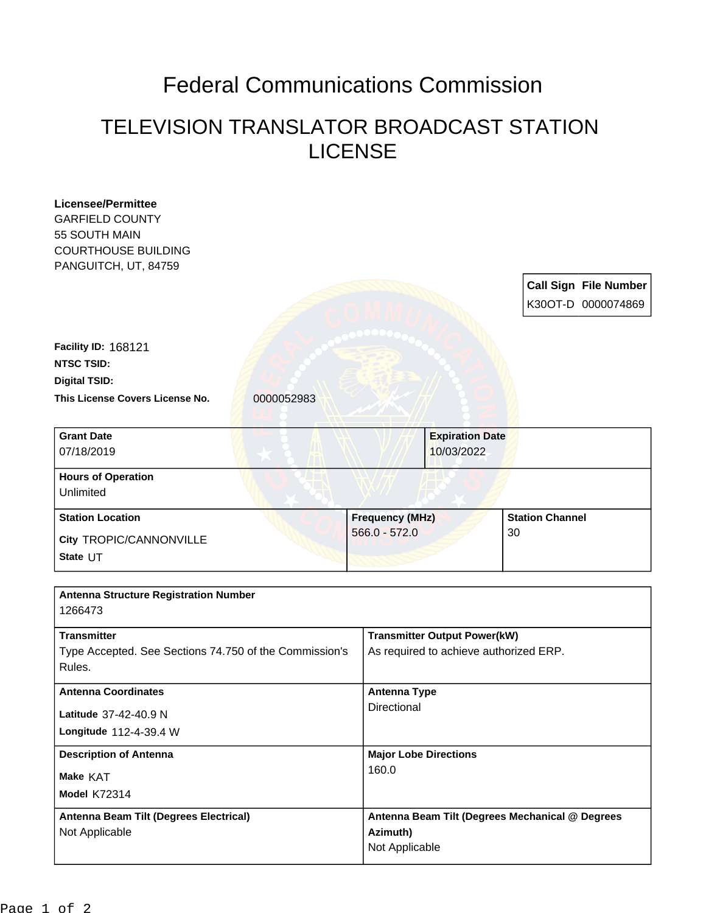# Federal Communications Commission

## TELEVISION TRANSLATOR BROADCAST STATION LICENSE

**Licensee/Permittee**
GARFIELD COUNTY
55 SOUTH MAIN
COURTHOUSE BUILDING
PANGUITCH, UT, 84759

| Call Sign | File Number |
|---|---|
| K30OT-D | 0000074869 |

**Facility ID:** 168121
**NTSC TSID:**
**Digital TSID:**
**This License Covers License No.** 0000052983

| Grant Date | Expiration Date |
|---|---|
| 07/18/2019 | 10/03/2022 |

**Hours of Operation**
Unlimited

| Station Location | Frequency (MHz) | Station Channel |
|---|---|---|
| City TROPIC/CANNONVILLE<br>State UT | 566.0 - 572.0 | 30 |

**Antenna Structure Registration Number**
1266473

| Transmitter | Transmitter Output Power(kW) |
|---|---|
| Type Accepted. See Sections 74.750 of the Commission's Rules. | As required to achieve authorized ERP. |

| Antenna Coordinates | Antenna Type |
|---|---|
| Latitude 37-42-40.9 N<br>Longitude 112-4-39.4 W | Directional |

| Description of Antenna | Major Lobe Directions |
|---|---|
| Make KAT<br>Model K72314 | 160.0 |

| Antenna Beam Tilt (Degrees Electrical) | Antenna Beam Tilt (Degrees Mechanical @ Degrees Azimuth) |
|---|---|
| Not Applicable | Not Applicable |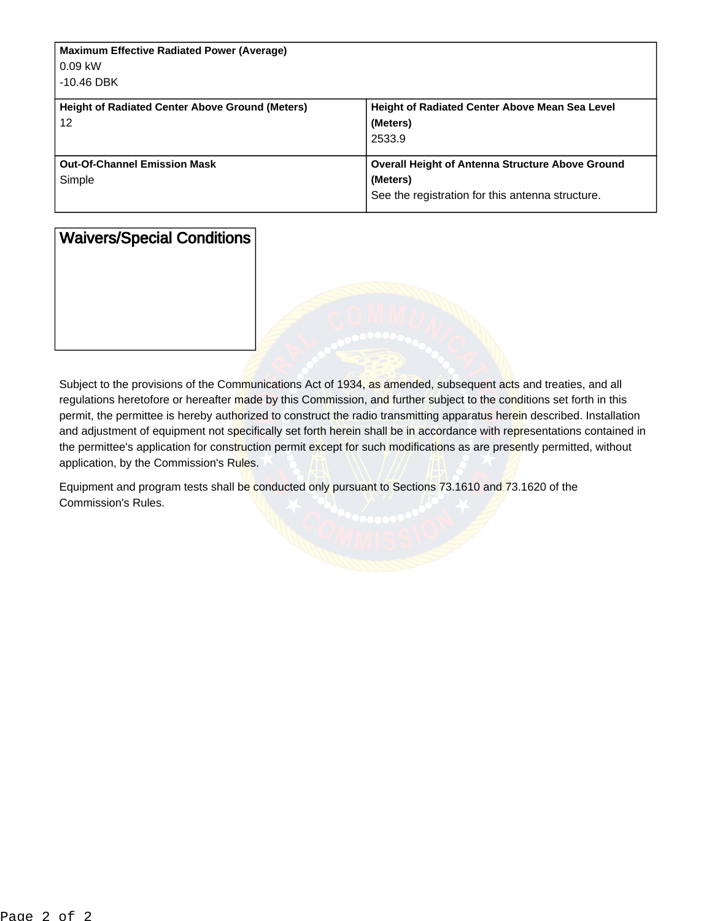| | |
|---|---|
| **Maximum Effective Radiated Power (Average)**<br>0.09 kW<br>-10.46 DBK | |
| **Height of Radiated Center Above Ground (Meters)**<br>12 | **Height of Radiated Center Above Mean Sea Level (Meters)**<br>2533.9 |
| **Out-Of-Channel Emission Mask**<br>Simple | **Overall Height of Antenna Structure Above Ground (Meters)**<br>See the registration for this antenna structure. |

## Waivers/Special Conditions

Subject to the provisions of the Communications Act of 1934, as amended, subsequent acts and treaties, and all regulations heretofore or hereafter made by this Commission, and further subject to the conditions set forth in this permit, the permittee is hereby authorized to construct the radio transmitting apparatus herein described. Installation and adjustment of equipment not specifically set forth herein shall be in accordance with representations contained in the permittee's application for construction permit except for such modifications as are presently permitted, without application, by the Commission's Rules.

Equipment and program tests shall be conducted only pursuant to Sections 73.1610 and 73.1620 of the Commission's Rules.